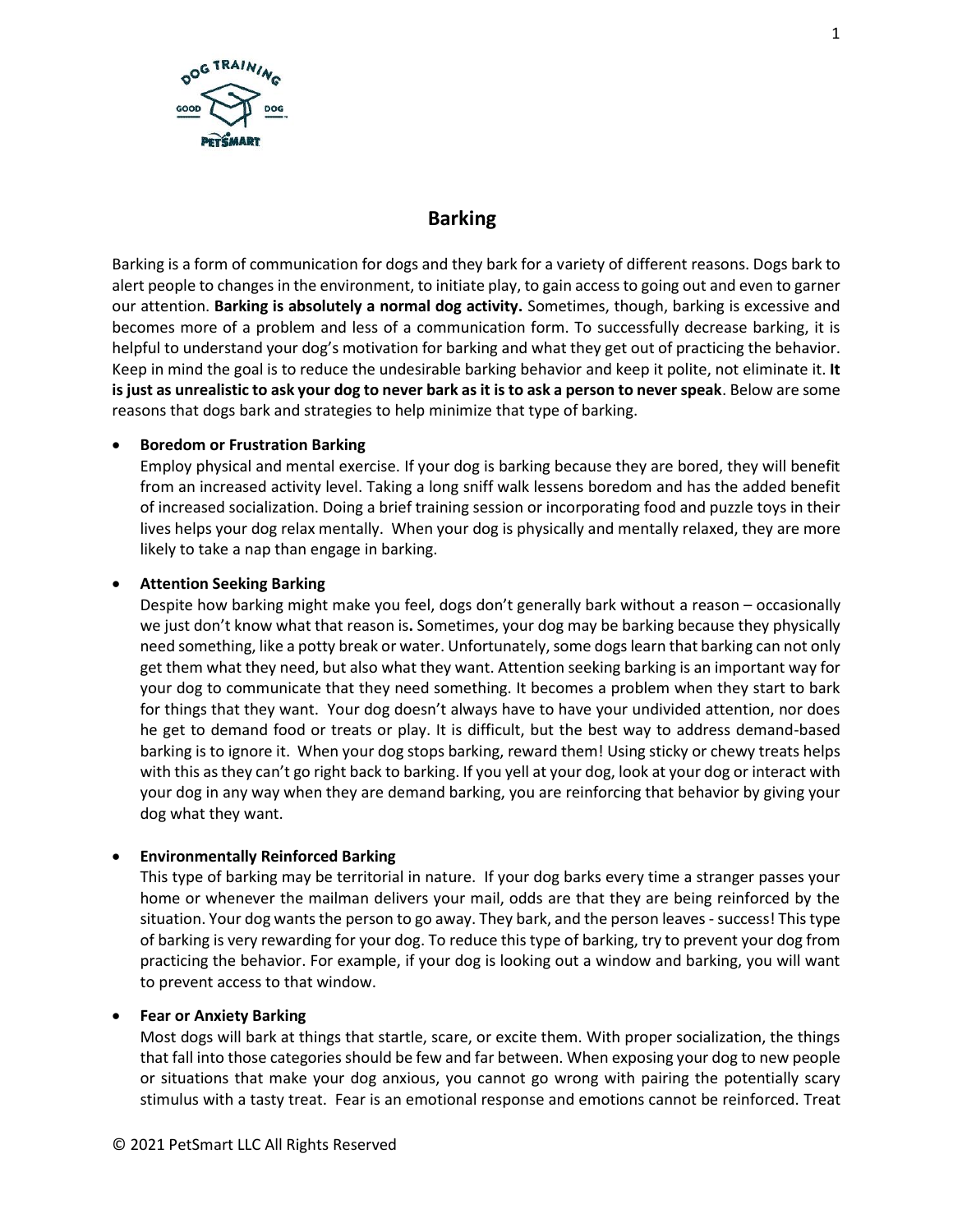# Barking

Barking is a form of communication for dogs and they bark for a variety of different reasons. Dogs bark to alert people to changes in the environment, to initiate play, to gain access to going out and even to garner our attention. **Barking is absolutely a normal dog activity.** Sometimes, though, barking is excessive and becomes more of a problem and less of a communication form. To successfully decrease barking, it is helpful to understand your dog's motivation for barking and what they get out of practicing the behavior. Keep in mind the goal is to reduce the undesirable barking behavior and keep it polite, not eliminate it. **It is just as unrealistic to ask your dog to never bark as it is to ask a person to never speak**. Below are some reasons that dogs bark and strategies to help minimize that type of barking.

- **Boredom or Frustration Barking**
  Employ physical and mental exercise. If your dog is barking because they are bored, they will benefit from an increased activity level. Taking a long sniff walk lessens boredom and has the added benefit of increased socialization. Doing a brief training session or incorporating food and puzzle toys in their lives helps your dog relax mentally. When your dog is physically and mentally relaxed, they are more likely to take a nap than engage in barking.

- **Attention Seeking Barking**
  Despite how barking might make you feel, dogs don't generally bark without a reason – occasionally we just don't know what that reason is**.** Sometimes, your dog may be barking because they physically need something, like a potty break or water. Unfortunately, some dogs learn that barking can not only get them what they need, but also what they want. Attention seeking barking is an important way for your dog to communicate that they need something. It becomes a problem when they start to bark for things that they want. Your dog doesn't always have to have your undivided attention, nor does he get to demand food or treats or play. It is difficult, but the best way to address demand-based barking is to ignore it. When your dog stops barking, reward them! Using sticky or chewy treats helps with this as they can't go right back to barking. If you yell at your dog, look at your dog or interact with your dog in any way when they are demand barking, you are reinforcing that behavior by giving your dog what they want.

- **Environmentally Reinforced Barking**
  This type of barking may be territorial in nature. If your dog barks every time a stranger passes your home or whenever the mailman delivers your mail, odds are that they are being reinforced by the situation. Your dog wants the person to go away. They bark, and the person leaves - success! This type of barking is very rewarding for your dog. To reduce this type of barking, try to prevent your dog from practicing the behavior. For example, if your dog is looking out a window and barking, you will want to prevent access to that window.

- **Fear or Anxiety Barking**
  Most dogs will bark at things that startle, scare, or excite them. With proper socialization, the things that fall into those categories should be few and far between. When exposing your dog to new people or situations that make your dog anxious, you cannot go wrong with pairing the potentially scary stimulus with a tasty treat. Fear is an emotional response and emotions cannot be reinforced. Treat

© 2021 PetSmart LLC All Rights Reserved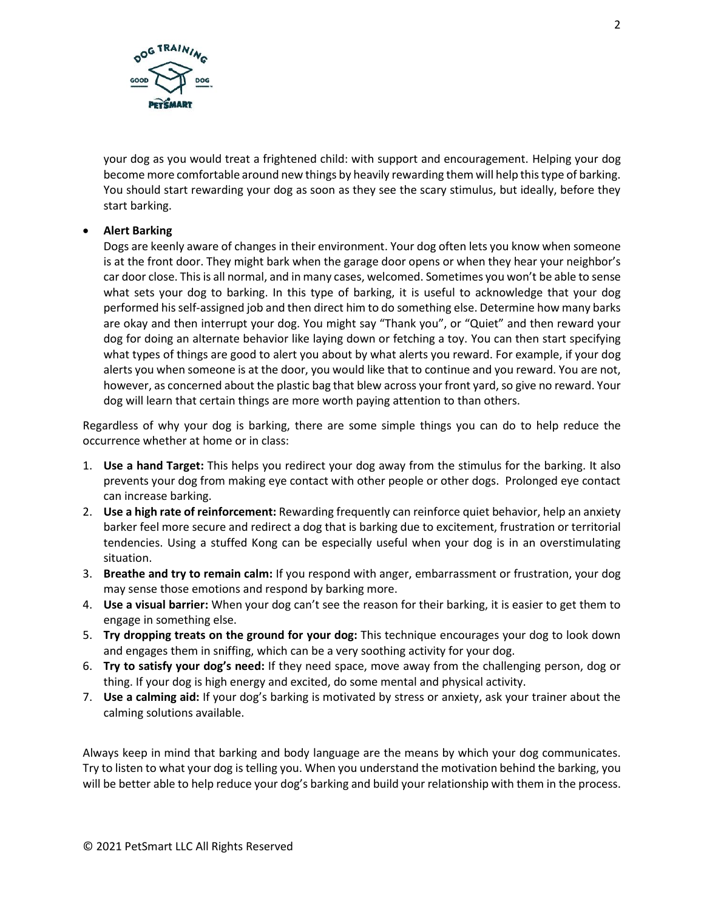your dog as you would treat a frightened child: with support and encouragement. Helping your dog become more comfortable around new things by heavily rewarding them will help this type of barking. You should start rewarding your dog as soon as they see the scary stimulus, but ideally, before they start barking.

- **Alert Barking**
  Dogs are keenly aware of changes in their environment. Your dog often lets you know when someone is at the front door. They might bark when the garage door opens or when they hear your neighbor's car door close. This is all normal, and in many cases, welcomed. Sometimes you won't be able to sense what sets your dog to barking. In this type of barking, it is useful to acknowledge that your dog performed his self-assigned job and then direct him to do something else. Determine how many barks are okay and then interrupt your dog. You might say "Thank you", or "Quiet" and then reward your dog for doing an alternate behavior like laying down or fetching a toy. You can then start specifying what types of things are good to alert you about by what alerts you reward. For example, if your dog alerts you when someone is at the door, you would like that to continue and you reward. You are not, however, as concerned about the plastic bag that blew across your front yard, so give no reward. Your dog will learn that certain things are more worth paying attention to than others.

Regardless of why your dog is barking, there are some simple things you can do to help reduce the occurrence whether at home or in class:

1. **Use a hand Target:** This helps you redirect your dog away from the stimulus for the barking. It also prevents your dog from making eye contact with other people or other dogs. Prolonged eye contact can increase barking.
2. **Use a high rate of reinforcement:** Rewarding frequently can reinforce quiet behavior, help an anxiety barker feel more secure and redirect a dog that is barking due to excitement, frustration or territorial tendencies. Using a stuffed Kong can be especially useful when your dog is in an overstimulating situation.
3. **Breathe and try to remain calm:** If you respond with anger, embarrassment or frustration, your dog may sense those emotions and respond by barking more.
4. **Use a visual barrier:** When your dog can't see the reason for their barking, it is easier to get them to engage in something else.
5. **Try dropping treats on the ground for your dog:** This technique encourages your dog to look down and engages them in sniffing, which can be a very soothing activity for your dog.
6. **Try to satisfy your dog's need:** If they need space, move away from the challenging person, dog or thing. If your dog is high energy and excited, do some mental and physical activity.
7. **Use a calming aid:** If your dog's barking is motivated by stress or anxiety, ask your trainer about the calming solutions available.

Always keep in mind that barking and body language are the means by which your dog communicates. Try to listen to what your dog is telling you. When you understand the motivation behind the barking, you will be better able to help reduce your dog's barking and build your relationship with them in the process.

© 2021 PetSmart LLC All Rights Reserved